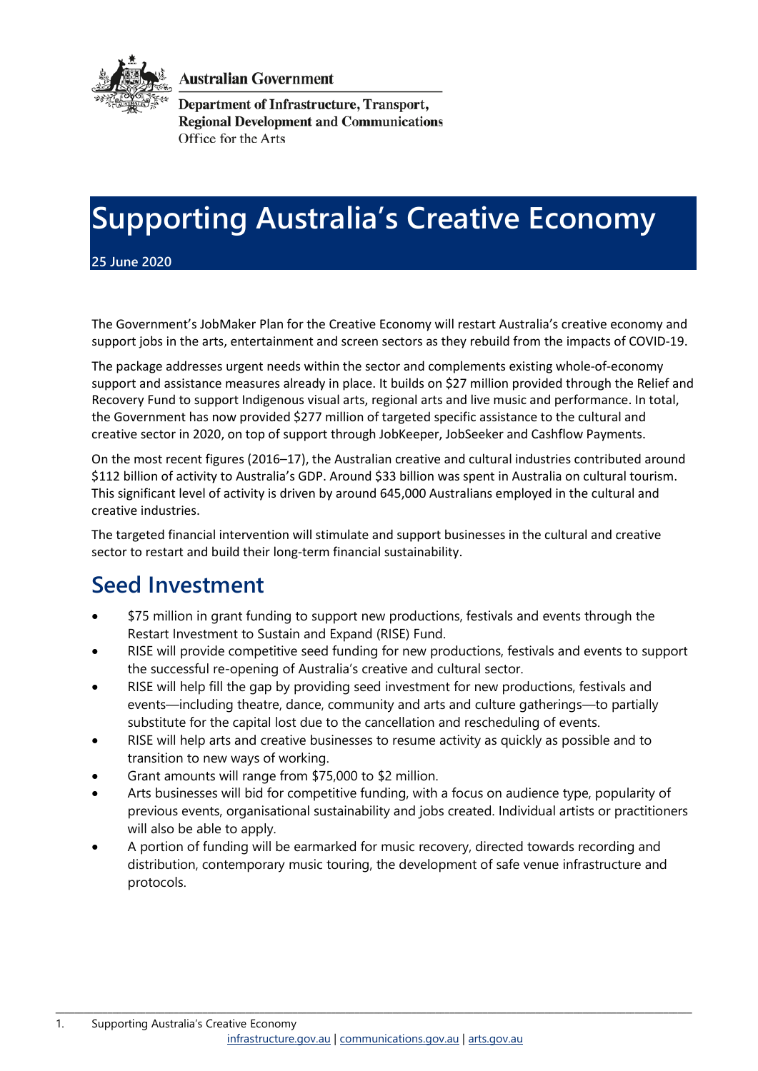**Australian Government**

**Department of Infrastructure, Transport, Regional Development and Communications**
Office for the Arts

# Supporting Australia's Creative Economy

**25 June 2020**

The Government's JobMaker Plan for the Creative Economy will restart Australia's creative economy and support jobs in the arts, entertainment and screen sectors as they rebuild from the impacts of COVID-19.

The package addresses urgent needs within the sector and complements existing whole-of-economy support and assistance measures already in place. It builds on $27 million provided through the Relief and Recovery Fund to support Indigenous visual arts, regional arts and live music and performance. In total, the Government has now provided $277 million of targeted specific assistance to the cultural and creative sector in 2020, on top of support through JobKeeper, JobSeeker and Cashflow Payments.

On the most recent figures (2016–17), the Australian creative and cultural industries contributed around $112 billion of activity to Australia's GDP. Around $33 billion was spent in Australia on cultural tourism. This significant level of activity is driven by around 645,000 Australians employed in the cultural and creative industries.

The targeted financial intervention will stimulate and support businesses in the cultural and creative sector to restart and build their long-term financial sustainability.

## Seed Investment

- $75 million in grant funding to support new productions, festivals and events through the Restart Investment to Sustain and Expand (RISE) Fund.
- RISE will provide competitive seed funding for new productions, festivals and events to support the successful re-opening of Australia's creative and cultural sector.
- RISE will help fill the gap by providing seed investment for new productions, festivals and events—including theatre, dance, community and arts and culture gatherings—to partially substitute for the capital lost due to the cancellation and rescheduling of events.
- RISE will help arts and creative businesses to resume activity as quickly as possible and to transition to new ways of working.
- Grant amounts will range from $75,000 to $2 million.
- Arts businesses will bid for competitive funding, with a focus on audience type, popularity of previous events, organisational sustainability and jobs created. Individual artists or practitioners will also be able to apply.
- A portion of funding will be earmarked for music recovery, directed towards recording and distribution, contemporary music touring, the development of safe venue infrastructure and protocols.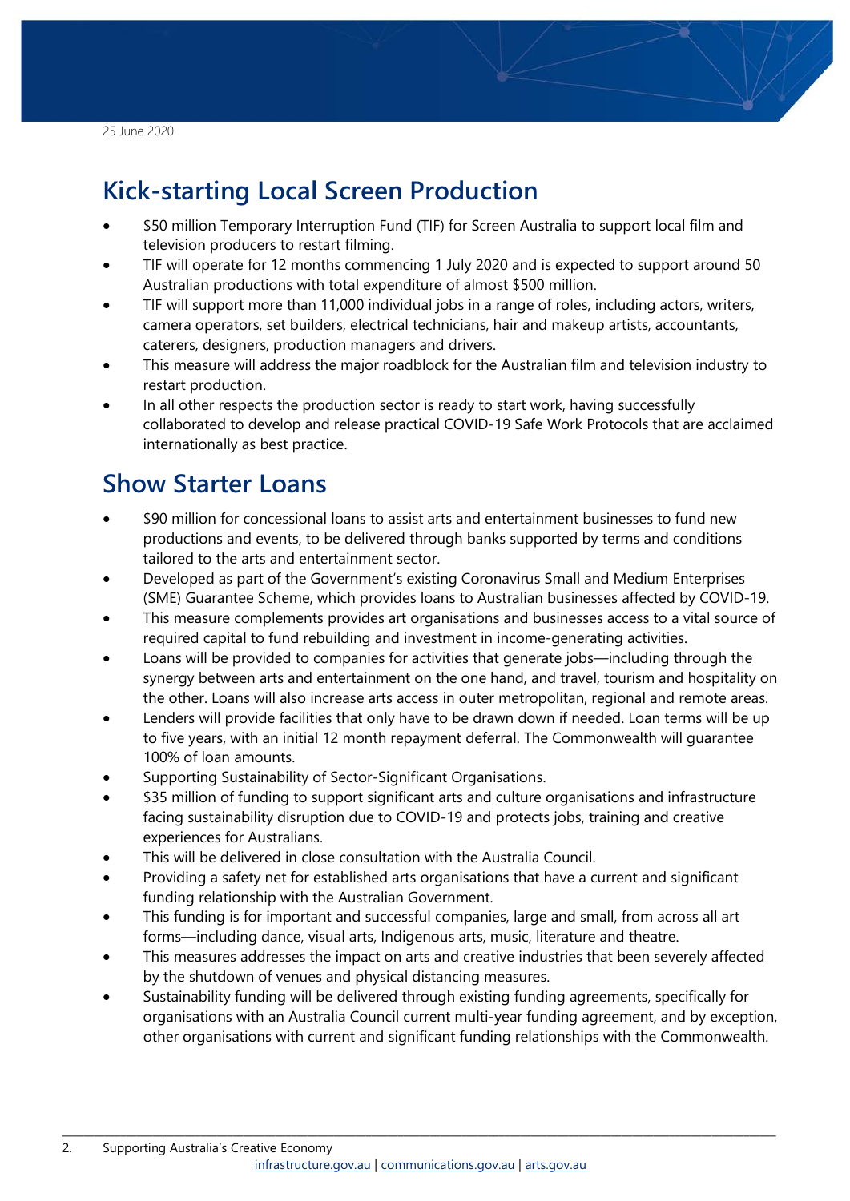25 June 2020

## Kick-starting Local Screen Production

- $50 million Temporary Interruption Fund (TIF) for Screen Australia to support local film and television producers to restart filming.
- TIF will operate for 12 months commencing 1 July 2020 and is expected to support around 50 Australian productions with total expenditure of almost $500 million.
- TIF will support more than 11,000 individual jobs in a range of roles, including actors, writers, camera operators, set builders, electrical technicians, hair and makeup artists, accountants, caterers, designers, production managers and drivers.
- This measure will address the major roadblock for the Australian film and television industry to restart production.
- In all other respects the production sector is ready to start work, having successfully collaborated to develop and release practical COVID-19 Safe Work Protocols that are acclaimed internationally as best practice.

## Show Starter Loans

- $90 million for concessional loans to assist arts and entertainment businesses to fund new productions and events, to be delivered through banks supported by terms and conditions tailored to the arts and entertainment sector.
- Developed as part of the Government's existing Coronavirus Small and Medium Enterprises (SME) Guarantee Scheme, which provides loans to Australian businesses affected by COVID-19.
- This measure complements provides art organisations and businesses access to a vital source of required capital to fund rebuilding and investment in income-generating activities.
- Loans will be provided to companies for activities that generate jobs—including through the synergy between arts and entertainment on the one hand, and travel, tourism and hospitality on the other. Loans will also increase arts access in outer metropolitan, regional and remote areas.
- Lenders will provide facilities that only have to be drawn down if needed. Loan terms will be up to five years, with an initial 12 month repayment deferral. The Commonwealth will guarantee 100% of loan amounts.
- Supporting Sustainability of Sector-Significant Organisations.
- $35 million of funding to support significant arts and culture organisations and infrastructure facing sustainability disruption due to COVID-19 and protects jobs, training and creative experiences for Australians.
- This will be delivered in close consultation with the Australia Council.
- Providing a safety net for established arts organisations that have a current and significant funding relationship with the Australian Government.
- This funding is for important and successful companies, large and small, from across all art forms—including dance, visual arts, Indigenous arts, music, literature and theatre.
- This measures addresses the impact on arts and creative industries that been severely affected by the shutdown of venues and physical distancing measures.
- Sustainability funding will be delivered through existing funding agreements, specifically for organisations with an Australia Council current multi-year funding agreement, and by exception, other organisations with current and significant funding relationships with the Commonwealth.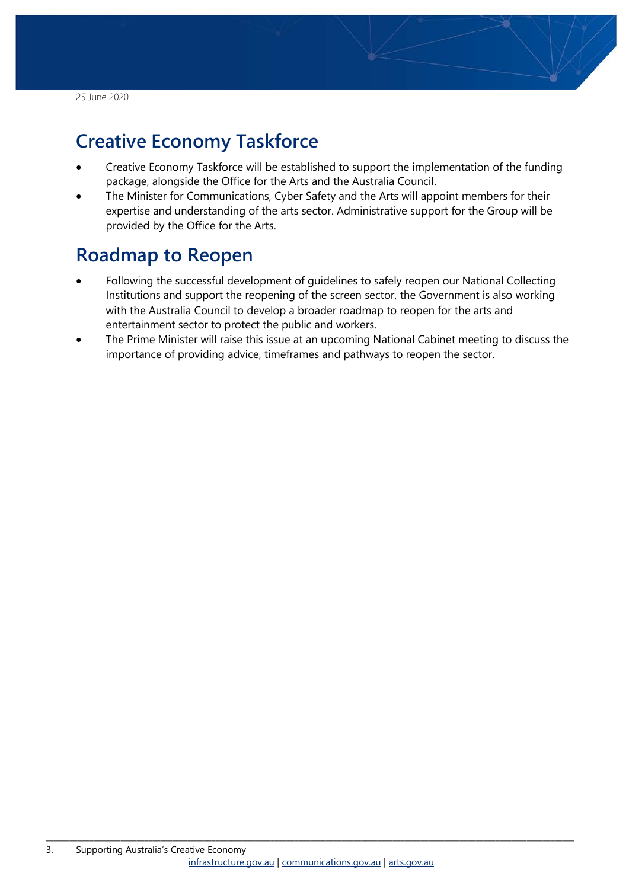25 June 2020

## Creative Economy Taskforce

- Creative Economy Taskforce will be established to support the implementation of the funding package, alongside the Office for the Arts and the Australia Council.
- The Minister for Communications, Cyber Safety and the Arts will appoint members for their expertise and understanding of the arts sector. Administrative support for the Group will be provided by the Office for the Arts.

## Roadmap to Reopen

- Following the successful development of guidelines to safely reopen our National Collecting Institutions and support the reopening of the screen sector, the Government is also working with the Australia Council to develop a broader roadmap to reopen for the arts and entertainment sector to protect the public and workers.
- The Prime Minister will raise this issue at an upcoming National Cabinet meeting to discuss the importance of providing advice, timeframes and pathways to reopen the sector.